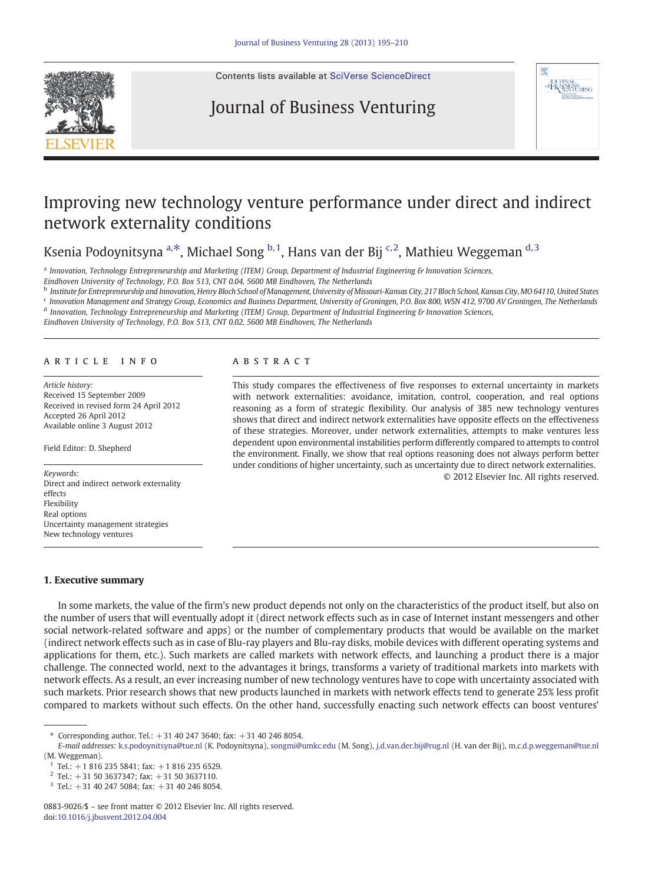# Improving new technology venture performance under direct and indirect network externality conditions

Ksenia Podoynitsyna [a,*], Michael Song [b,1], Hans van der Bij [c,2], Mathieu Weggeman [d,3]

[a] Innovation, Technology Entrepreneurship and Marketing (ITEM) Group, Department of Industrial Engineering & Innovation Sciences, Eindhoven University of Technology, P.O. Box 513, CNT 0.04, 5600 MB Eindhoven, The Netherlands

[b] Institute for Entrepreneurship and Innovation, Henry Bloch School of Management, University of Missouri-Kansas City, 217 Bloch School, Kansas City, MO 64110, United States

[c] Innovation Management and Strategy Group, Economics and Business Department, University of Groningen, P.O. Box 800, WSN 412, 9700 AV Groningen, The Netherlands

[d] Innovation, Technology Entrepreneurship and Marketing (ITEM) Group, Department of Industrial Engineering & Innovation Sciences, Eindhoven University of Technology, P.O. Box 513, CNT 0.02, 5600 MB Eindhoven, The Netherlands

## ARTICLE INFO

*Article history:*
Received 15 September 2009
Received in revised form 24 April 2012
Accepted 26 April 2012
Available online 3 August 2012

Field Editor: D. Shepherd

*Keywords:*
Direct and indirect network externality effects
Flexibility
Real options
Uncertainty management strategies
New technology ventures

## ABSTRACT

This study compares the effectiveness of five responses to external uncertainty in markets with network externalities: avoidance, imitation, control, cooperation, and real options reasoning as a form of strategic flexibility. Our analysis of 385 new technology ventures shows that direct and indirect network externalities have opposite effects on the effectiveness of these strategies. Moreover, under network externalities, attempts to make ventures less dependent upon environmental instabilities perform differently compared to attempts to control the environment. Finally, we show that real options reasoning does not always perform better under conditions of higher uncertainty, such as uncertainty due to direct network externalities.

© 2012 Elsevier Inc. All rights reserved.

## 1. Executive summary

In some markets, the value of the firm's new product depends not only on the characteristics of the product itself, but also on the number of users that will eventually adopt it (direct network effects such as in case of Internet instant messengers and other social network-related software and apps) or the number of complementary products that would be available on the market (indirect network effects such as in case of Blu-ray players and Blu-ray disks, mobile devices with different operating systems and applications for them, etc.). Such markets are called markets with network effects, and launching a product there is a major challenge. The connected world, next to the advantages it brings, transforms a variety of traditional markets into markets with network effects. As a result, an ever increasing number of new technology ventures have to cope with uncertainty associated with such markets. Prior research shows that new products launched in markets with network effects tend to generate 25% less profit compared to markets without such effects. On the other hand, successfully enacting such network effects can boost ventures'

---

* Corresponding author. Tel.: +31 40 247 3640; fax: +31 40 246 8054.
*E-mail addresses:* k.s.podoynitsyna@tue.nl (K. Podoynitsyna), songmi@umkc.edu (M. Song), j.d.van.der.bij@rug.nl (H. van der Bij), m.c.d.p.weggeman@tue.nl (M. Weggeman).

[1] Tel.: +1 816 235 5841; fax: +1 816 235 6529.
[2] Tel.: +31 50 3637347; fax: +31 50 3637110.
[3] Tel.: +31 40 247 5084; fax: +31 40 246 8054.

0883-9026/$ – see front matter © 2012 Elsevier Inc. All rights reserved.
doi:10.1016/j.jbusvent.2012.04.004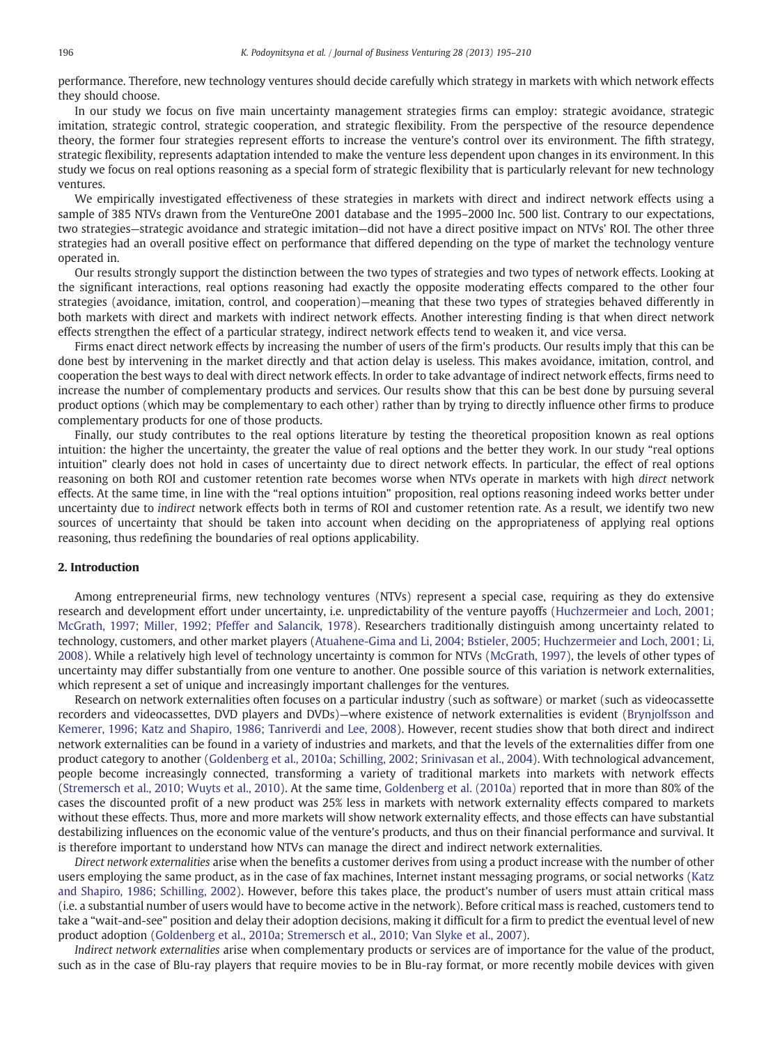performance. Therefore, new technology ventures should decide carefully which strategy in markets with which network effects they should choose.

In our study we focus on five main uncertainty management strategies firms can employ: strategic avoidance, strategic imitation, strategic control, strategic cooperation, and strategic flexibility. From the perspective of the resource dependence theory, the former four strategies represent efforts to increase the venture's control over its environment. The fifth strategy, strategic flexibility, represents adaptation intended to make the venture less dependent upon changes in its environment. In this study we focus on real options reasoning as a special form of strategic flexibility that is particularly relevant for new technology ventures.

We empirically investigated effectiveness of these strategies in markets with direct and indirect network effects using a sample of 385 NTVs drawn from the VentureOne 2001 database and the 1995–2000 Inc. 500 list. Contrary to our expectations, two strategies—strategic avoidance and strategic imitation—did not have a direct positive impact on NTVs' ROI. The other three strategies had an overall positive effect on performance that differed depending on the type of market the technology venture operated in.

Our results strongly support the distinction between the two types of strategies and two types of network effects. Looking at the significant interactions, real options reasoning had exactly the opposite moderating effects compared to the other four strategies (avoidance, imitation, control, and cooperation)—meaning that these two types of strategies behaved differently in both markets with direct and markets with indirect network effects. Another interesting finding is that when direct network effects strengthen the effect of a particular strategy, indirect network effects tend to weaken it, and vice versa.

Firms enact direct network effects by increasing the number of users of the firm's products. Our results imply that this can be done best by intervening in the market directly and that action delay is useless. This makes avoidance, imitation, control, and cooperation the best ways to deal with direct network effects. In order to take advantage of indirect network effects, firms need to increase the number of complementary products and services. Our results show that this can be best done by pursuing several product options (which may be complementary to each other) rather than by trying to directly influence other firms to produce complementary products for one of those products.

Finally, our study contributes to the real options literature by testing the theoretical proposition known as real options intuition: the higher the uncertainty, the greater the value of real options and the better they work. In our study "real options intuition" clearly does not hold in cases of uncertainty due to direct network effects. In particular, the effect of real options reasoning on both ROI and customer retention rate becomes worse when NTVs operate in markets with high *direct* network effects. At the same time, in line with the "real options intuition" proposition, real options reasoning indeed works better under uncertainty due to *indirect* network effects both in terms of ROI and customer retention rate. As a result, we identify two new sources of uncertainty that should be taken into account when deciding on the appropriateness of applying real options reasoning, thus redefining the boundaries of real options applicability.

## 2. Introduction

Among entrepreneurial firms, new technology ventures (NTVs) represent a special case, requiring as they do extensive research and development effort under uncertainty, i.e. unpredictability of the venture payoffs (Huchzermeier and Loch, 2001; McGrath, 1997; Miller, 1992; Pfeffer and Salancik, 1978). Researchers traditionally distinguish among uncertainty related to technology, customers, and other market players (Atuahene-Gima and Li, 2004; Bstieler, 2005; Huchzermeier and Loch, 2001; Li, 2008). While a relatively high level of technology uncertainty is common for NTVs (McGrath, 1997), the levels of other types of uncertainty may differ substantially from one venture to another. One possible source of this variation is network externalities, which represent a set of unique and increasingly important challenges for the ventures.

Research on network externalities often focuses on a particular industry (such as software) or market (such as videocassette recorders and videocassettes, DVD players and DVDs)—where existence of network externalities is evident (Brynjolfsson and Kemerer, 1996; Katz and Shapiro, 1986; Tanriverdi and Lee, 2008). However, recent studies show that both direct and indirect network externalities can be found in a variety of industries and markets, and that the levels of the externalities differ from one product category to another (Goldenberg et al., 2010a; Schilling, 2002; Srinivasan et al., 2004). With technological advancement, people become increasingly connected, transforming a variety of traditional markets into markets with network effects (Stremersch et al., 2010; Wuyts et al., 2010). At the same time, Goldenberg et al. (2010a) reported that in more than 80% of the cases the discounted profit of a new product was 25% less in markets with network externality effects compared to markets without these effects. Thus, more and more markets will show network externality effects, and those effects can have substantial destabilizing influences on the economic value of the venture's products, and thus on their financial performance and survival. It is therefore important to understand how NTVs can manage the direct and indirect network externalities.

*Direct network externalities* arise when the benefits a customer derives from using a product increase with the number of other users employing the same product, as in the case of fax machines, Internet instant messaging programs, or social networks (Katz and Shapiro, 1986; Schilling, 2002). However, before this takes place, the product's number of users must attain critical mass (i.e. a substantial number of users would have to become active in the network). Before critical mass is reached, customers tend to take a "wait-and-see" position and delay their adoption decisions, making it difficult for a firm to predict the eventual level of new product adoption (Goldenberg et al., 2010a; Stremersch et al., 2010; Van Slyke et al., 2007).

*Indirect network externalities* arise when complementary products or services are of importance for the value of the product, such as in the case of Blu-ray players that require movies to be in Blu-ray format, or more recently mobile devices with given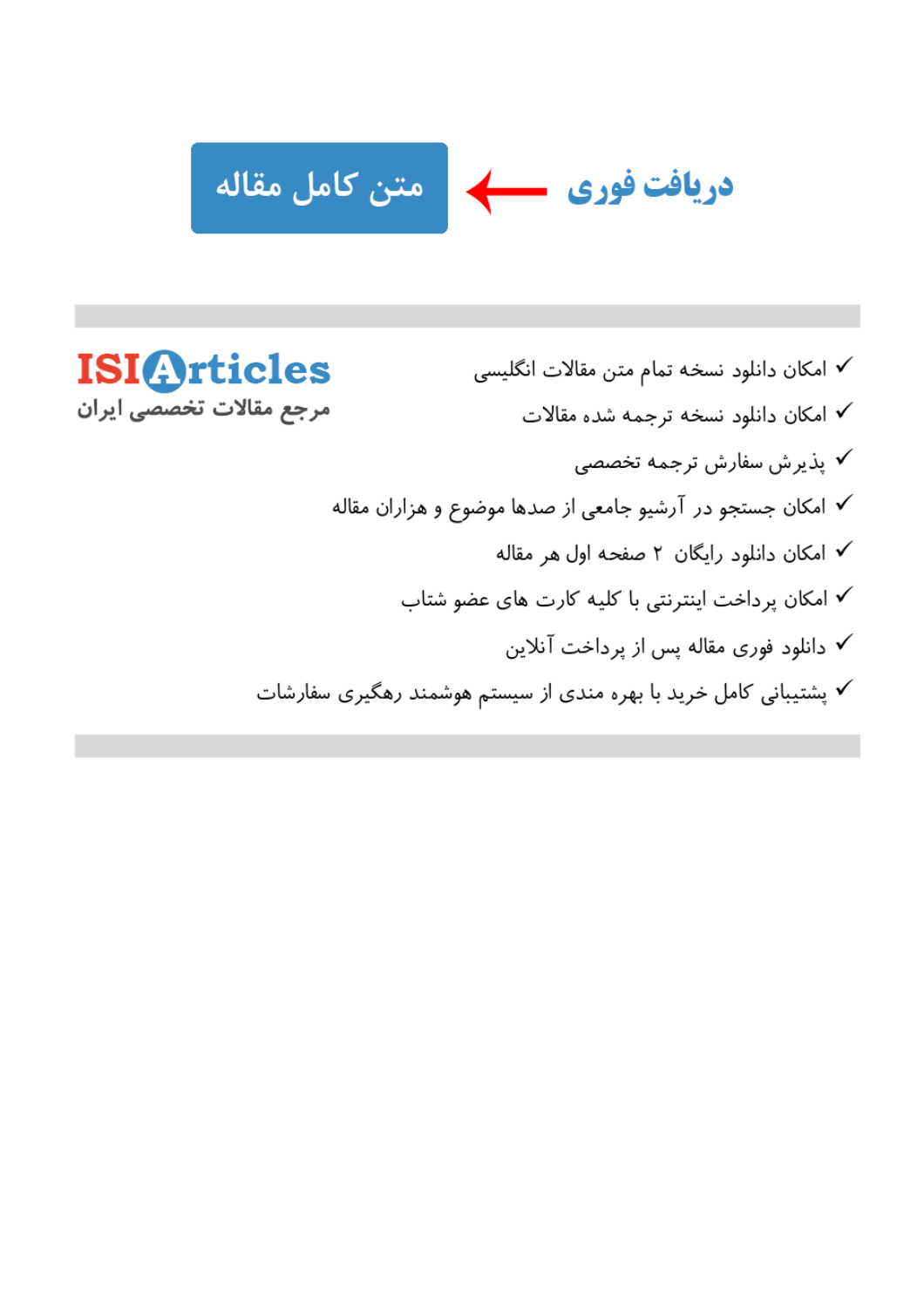دریافت فوری ← **متن کامل مقاله**

**ISIArticles**
مرجع مقالات تخصصی ایران

- ✓ امکان دانلود نسخه تمام متن مقالات انگلیسی
- ✓ امکان دانلود نسخه ترجمه شده مقالات
- ✓ پذیرش سفارش ترجمه تخصصی
- ✓ امکان جستجو در آرشیو جامعی از صدها موضوع و هزاران مقاله
- ✓ امکان دانلود رایگان ۲ صفحه اول هر مقاله
- ✓ امکان پرداخت اینترنتی با کلیه کارت های عضو شتاب
- ✓ دانلود فوری مقاله پس از پرداخت آنلاین
- ✓ پشتیبانی کامل خرید با بهره مندی از سیستم هوشمند رهگیری سفارشات